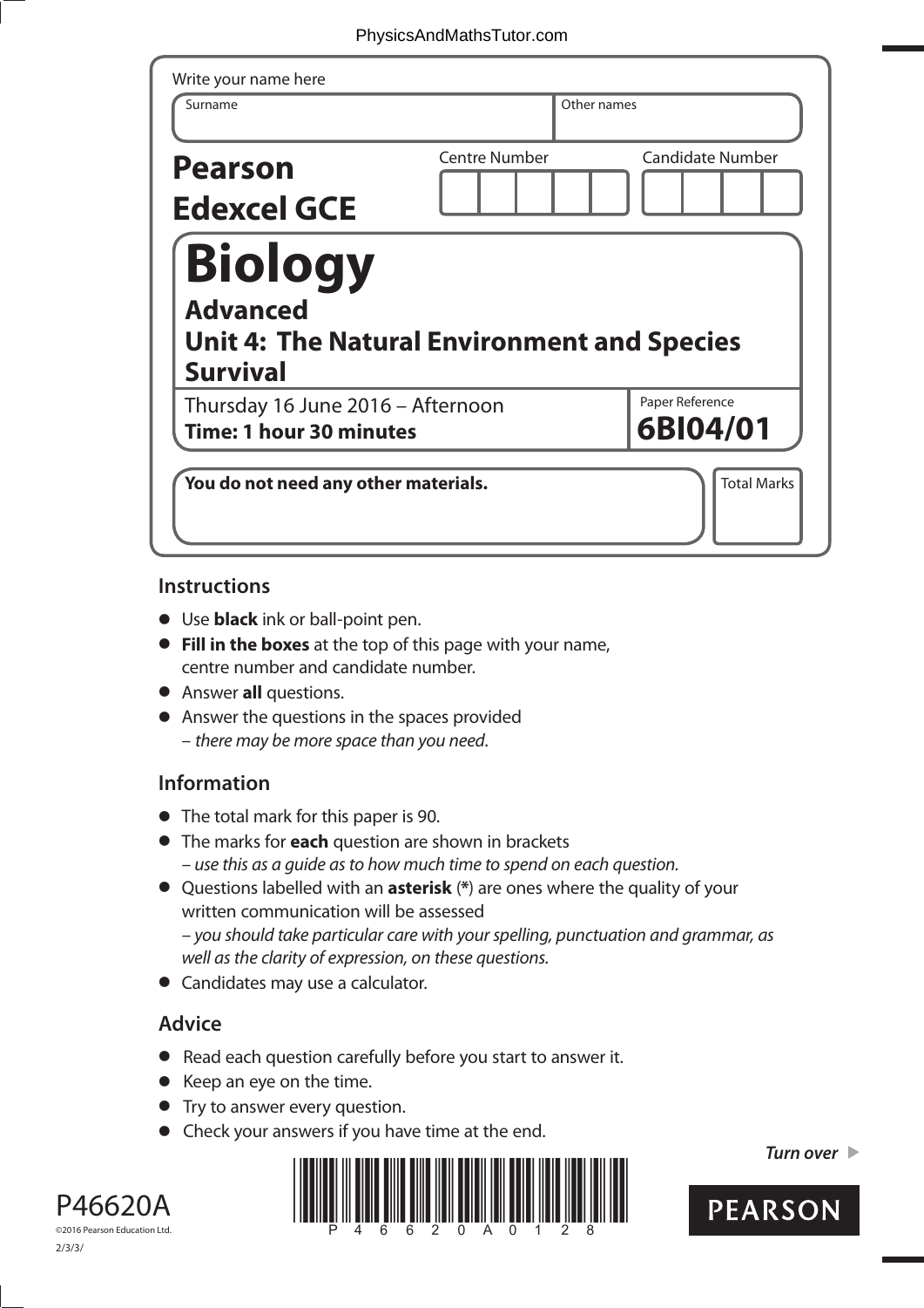Write your name here

| Surname | Other names |
| --- | --- |
| | |

**Pearson Edexcel GCE**

Centre Number | Candidate Number

# Biology

## Advanced

## Unit 4: The Natural Environment and Species Survival

Thursday 16 June 2016 – Afternoon

**Time: 1 hour 30 minutes**

Paper Reference **6BI04/01**

**You do not need any other materials.**

Total Marks

## Instructions

- Use **black** ink or ball-point pen.
- **Fill in the boxes** at the top of this page with your name, centre number and candidate number.
- Answer **all** questions.
- Answer the questions in the spaces provided
  – *there may be more space than you need.*

## Information

- The total mark for this paper is 90.
- The marks for **each** question are shown in brackets
  – *use this as a guide as to how much time to spend on each question.*
- Questions labelled with an **asterisk** (*) are ones where the quality of your written communication will be assessed
  – *you should take particular care with your spelling, punctuation and grammar, as well as the clarity of expression, on these questions.*
- Candidates may use a calculator.

## Advice

- Read each question carefully before you start to answer it.
- Keep an eye on the time.
- Try to answer every question.
- Check your answers if you have time at the end.

*Turn over*

P46620A

©2016 Pearson Education Ltd.

2/3/3/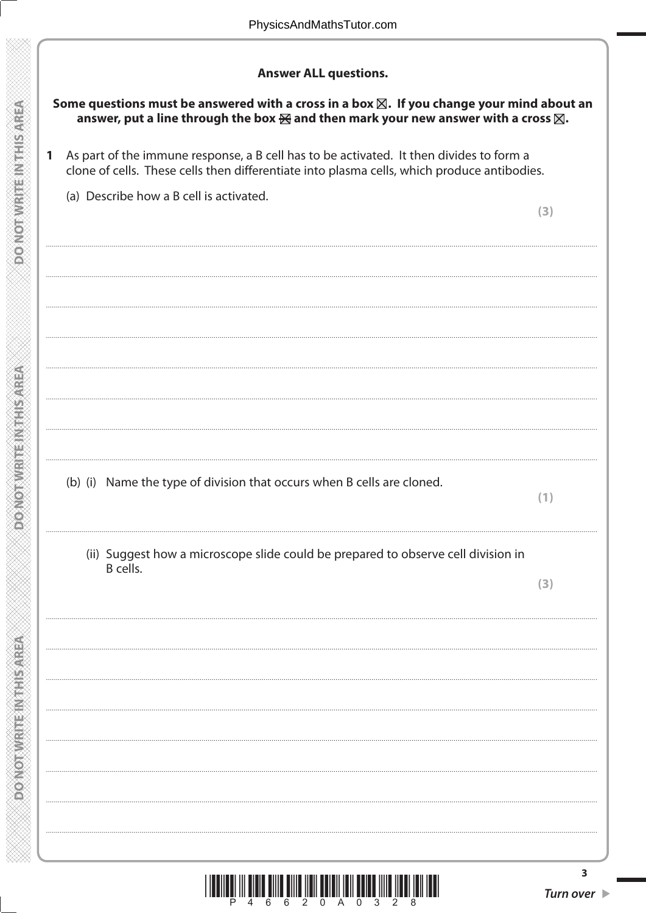**Answer ALL questions.**

**Some questions must be answered with a cross in a box ☒. If you change your mind about an answer, put a line through the box ☒ and then mark your new answer with a cross ☒.**

**1** As part of the immune response, a B cell has to be activated. It then divides to form a clone of cells. These cells then differentiate into plasma cells, which produce antibodies.

(a) Describe how a B cell is activated.

**(3)**

(b) (i) Name the type of division that occurs when B cells are cloned.

**(1)**

(ii) Suggest how a microscope slide could be prepared to observe cell division in B cells.

**(3)**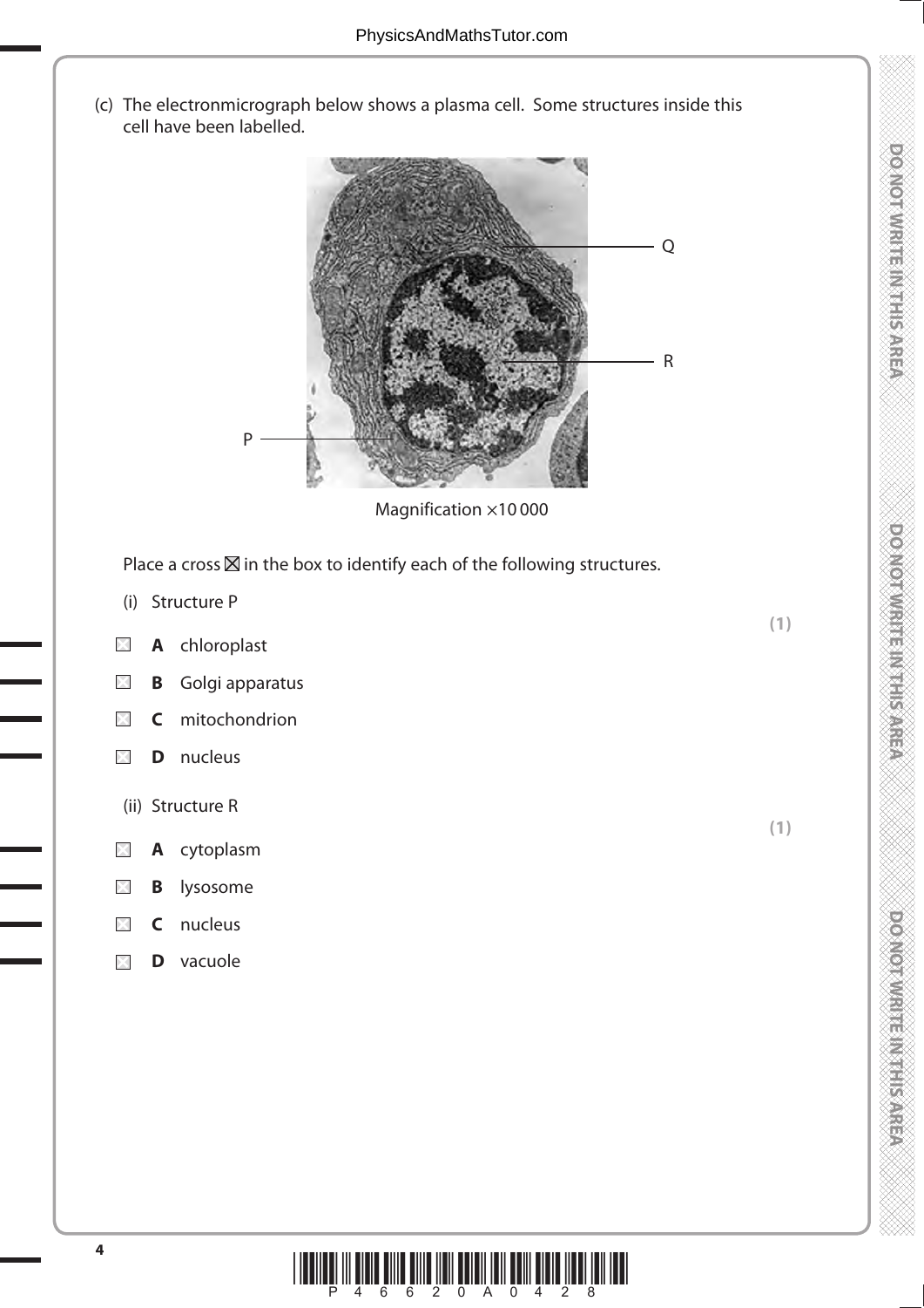(c) The electronmicrograph below shows a plasma cell. Some structures inside this cell have been labelled.

Magnification ×10 000

Place a cross ☒ in the box to identify each of the following structures.

(i) Structure P **(1)**

☐ **A** chloroplast

☐ **B** Golgi apparatus

☐ **C** mitochondrion

☐ **D** nucleus

(ii) Structure R **(1)**

☐ **A** cytoplasm

☐ **B** lysosome

☐ **C** nucleus

☐ **D** vacuole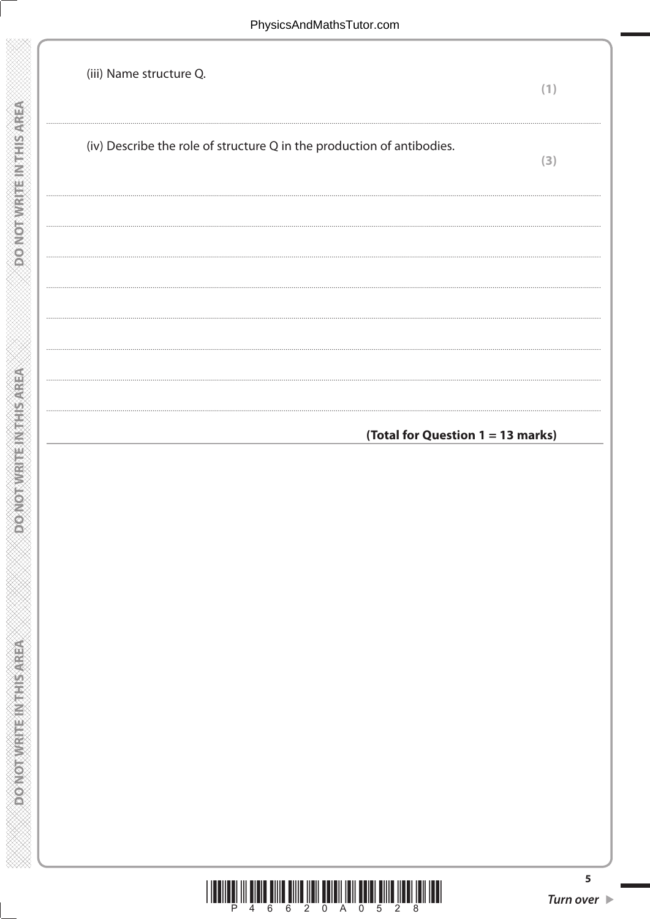(iii) Name structure Q.

**(1)**

.......................................................................................................................................................................................

(iv) Describe the role of structure Q in the production of antibodies.

**(3)**

.......................................................................................................................................................................................

.......................................................................................................................................................................................

.......................................................................................................................................................................................

.......................................................................................................................................................................................

.......................................................................................................................................................................................

.......................................................................................................................................................................................

.......................................................................................................................................................................................

**(Total for Question 1 = 13 marks)**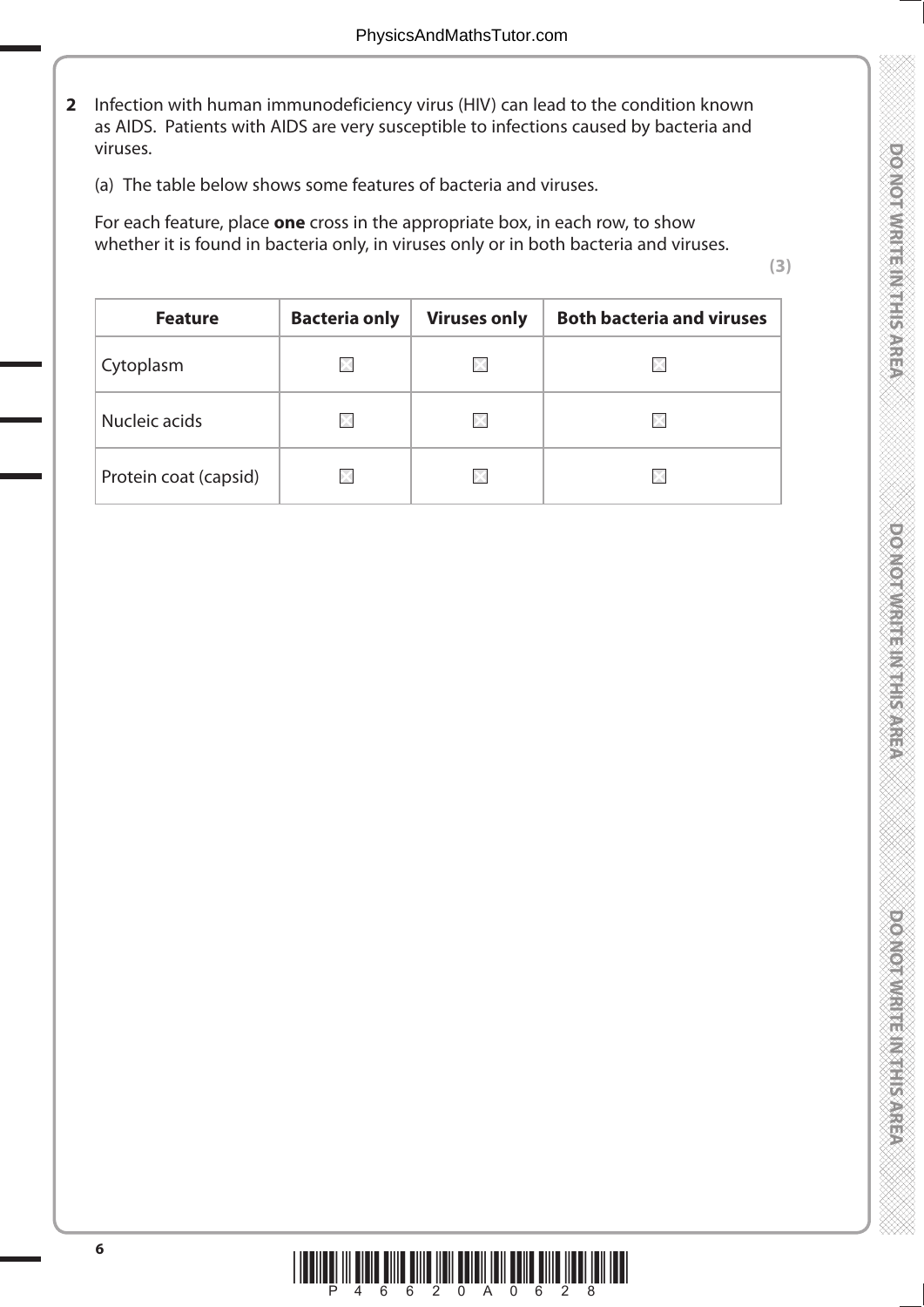**2** Infection with human immunodeficiency virus (HIV) can lead to the condition known as AIDS. Patients with AIDS are very susceptible to infections caused by bacteria and viruses.

(a) The table below shows some features of bacteria and viruses.

For each feature, place **one** cross in the appropriate box, in each row, to show whether it is found in bacteria only, in viruses only or in both bacteria and viruses.

**(3)**

| Feature | Bacteria only | Viruses only | Both bacteria and viruses |
|---|---|---|---|
| Cytoplasm | ☒ | ☒ | ☒ |
| Nucleic acids | ☒ | ☒ | ☒ |
| Protein coat (capsid) | ☒ | ☒ | ☒ |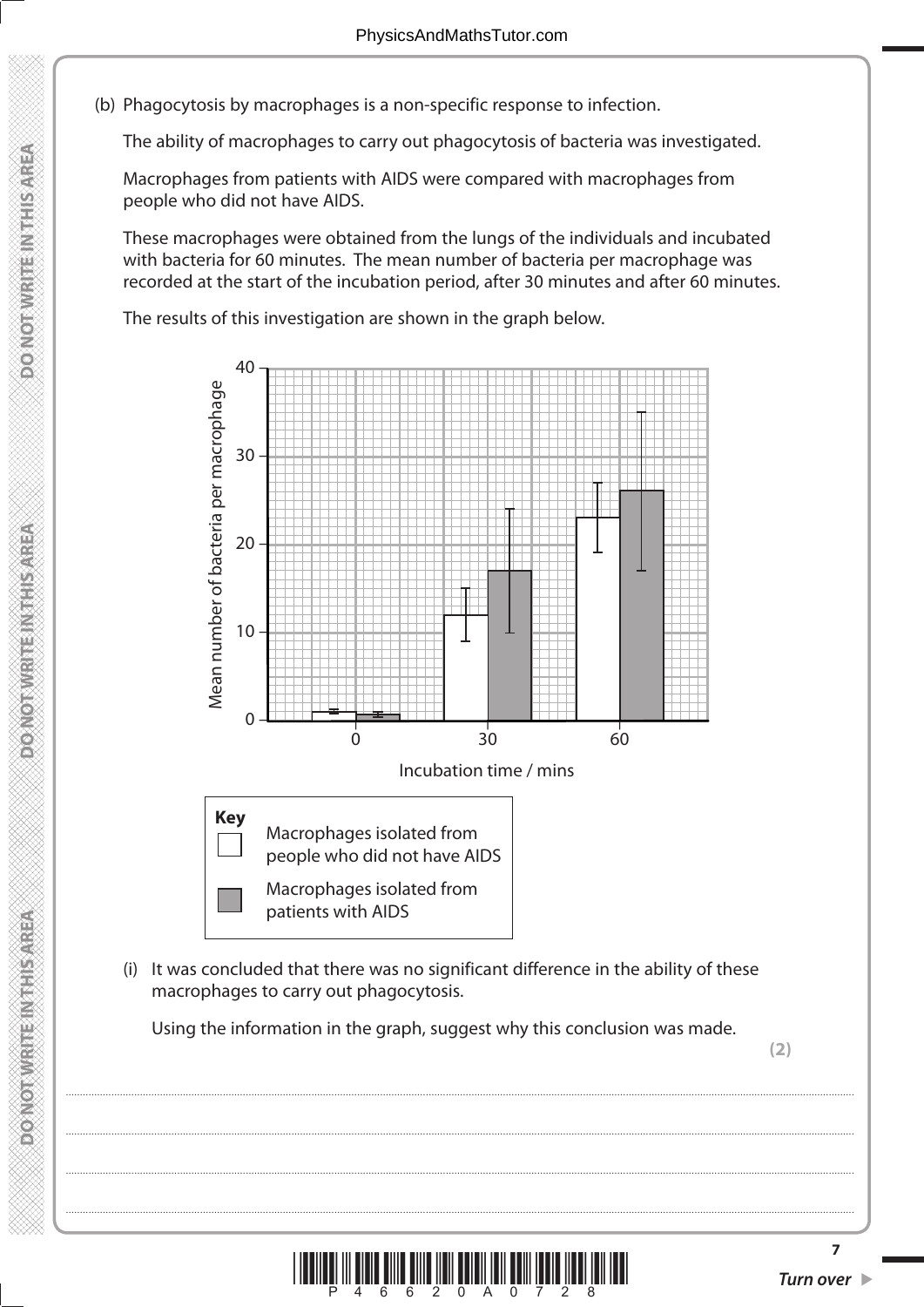(b) Phagocytosis by macrophages is a non-specific response to infection.

The ability of macrophages to carry out phagocytosis of bacteria was investigated.

Macrophages from patients with AIDS were compared with macrophages from people who did not have AIDS.

These macrophages were obtained from the lungs of the individuals and incubated with bacteria for 60 minutes. The mean number of bacteria per macrophage was recorded at the start of the incubation period, after 30 minutes and after 60 minutes.

The results of this investigation are shown in the graph below.

Mean number of bacteria per macrophage

Incubation time / mins

**Key**

☐ Macrophages isolated from people who did not have AIDS

■ Macrophages isolated from patients with AIDS

(i) It was concluded that there was no significant difference in the ability of these macrophages to carry out phagocytosis.

Using the information in the graph, suggest why this conclusion was made.

**(2)**

.................................................................................................................................................

.................................................................................................................................................

.................................................................................................................................................

.................................................................................................................................................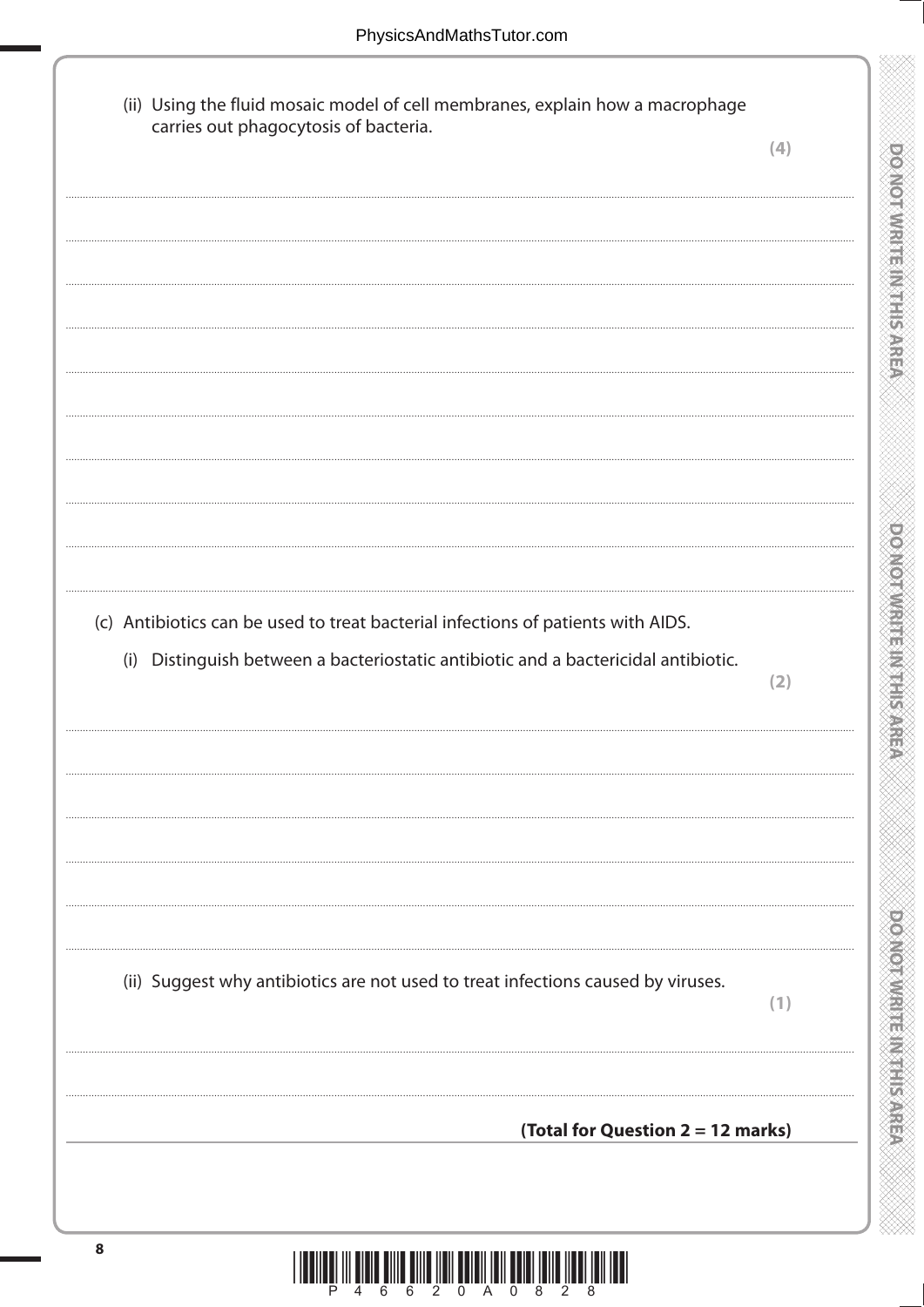(ii) Using the fluid mosaic model of cell membranes, explain how a macrophage carries out phagocytosis of bacteria.

**(4)**

.......................................................................................................................................................................................

.......................................................................................................................................................................................

.......................................................................................................................................................................................

.......................................................................................................................................................................................

.......................................................................................................................................................................................

.......................................................................................................................................................................................

.......................................................................................................................................................................................

.......................................................................................................................................................................................

(c) Antibiotics can be used to treat bacterial infections of patients with AIDS.

(i) Distinguish between a bacteriostatic antibiotic and a bactericidal antibiotic.

**(2)**

.......................................................................................................................................................................................

.......................................................................................................................................................................................

.......................................................................................................................................................................................

.......................................................................................................................................................................................

.......................................................................................................................................................................................

(ii) Suggest why antibiotics are not used to treat infections caused by viruses.

**(1)**

.......................................................................................................................................................................................

.......................................................................................................................................................................................

**(Total for Question 2 = 12 marks)**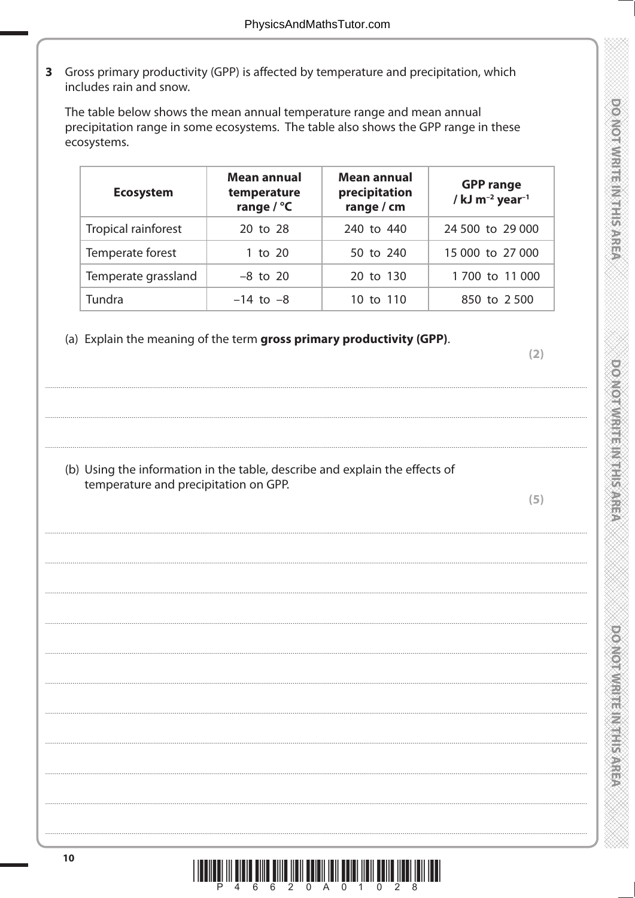**3** Gross primary productivity (GPP) is affected by temperature and precipitation, which includes rain and snow.

The table below shows the mean annual temperature range and mean annual precipitation range in some ecosystems. The table also shows the GPP range in these ecosystems.

| Ecosystem | Mean annual temperature range / °C | Mean annual precipitation range / cm | GPP range / kJ $m^{-2}$ $year^{-1}$ |
|---|---|---|---|
| Tropical rainforest | 20 to 28 | 240 to 440 | 24 500 to 29 000 |
| Temperate forest | 1 to 20 | 50 to 240 | 15 000 to 27 000 |
| Temperate grassland | −8 to 20 | 20 to 130 | 1 700 to 11 000 |
| Tundra | −14 to −8 | 10 to 110 | 850 to 2 500 |

(a) Explain the meaning of the term **gross primary productivity (GPP)**.

**(2)**

.......................................................................................................................................................................................

.......................................................................................................................................................................................

.......................................................................................................................................................................................

(b) Using the information in the table, describe and explain the effects of temperature and precipitation on GPP.

**(5)**

.......................................................................................................................................................................................

.......................................................................................................................................................................................

.......................................................................................................................................................................................

.......................................................................................................................................................................................

.......................................................................................................................................................................................

.......................................................................................................................................................................................

.......................................................................................................................................................................................

.......................................................................................................................................................................................

.......................................................................................................................................................................................

.......................................................................................................................................................................................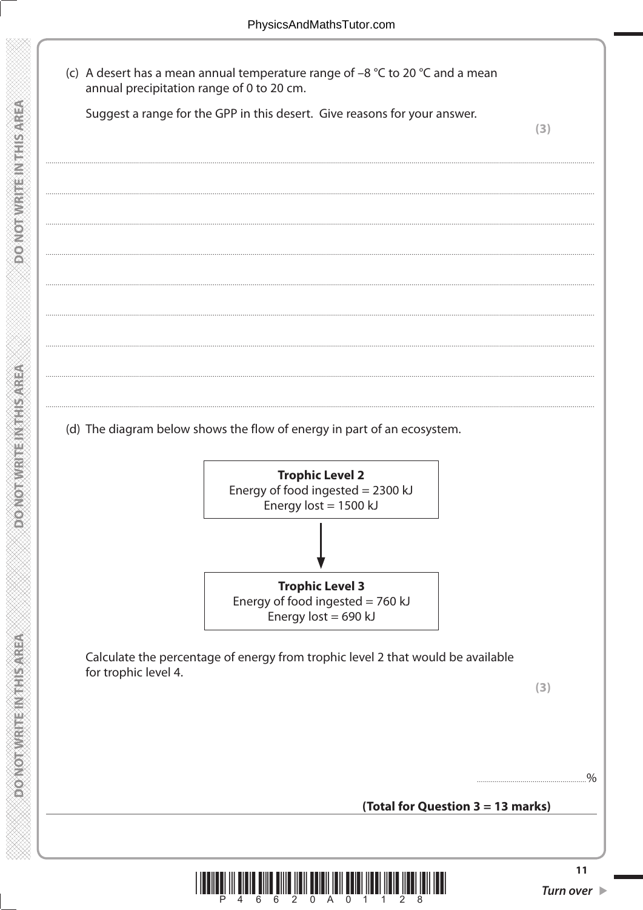(c) A desert has a mean annual temperature range of –8 °C to 20 °C and a mean annual precipitation range of 0 to 20 cm.

Suggest a range for the GPP in this desert. Give reasons for your answer.

**(3)**

..........................................................................................................................................

..........................................................................................................................................

..........................................................................................................................................

..........................................................................................................................................

..........................................................................................................................................

..........................................................................................................................................

..........................................................................................................................................

..........................................................................................................................................

(d) The diagram below shows the flow of energy in part of an ecosystem.

**Trophic Level 2**
Energy of food ingested = 2300 kJ
Energy lost = 1500 kJ

↓

**Trophic Level 3**
Energy of food ingested = 760 kJ
Energy lost = 690 kJ

Calculate the percentage of energy from trophic level 2 that would be available for trophic level 4.

**(3)**

.......................................................%

**(Total for Question 3 = 13 marks)**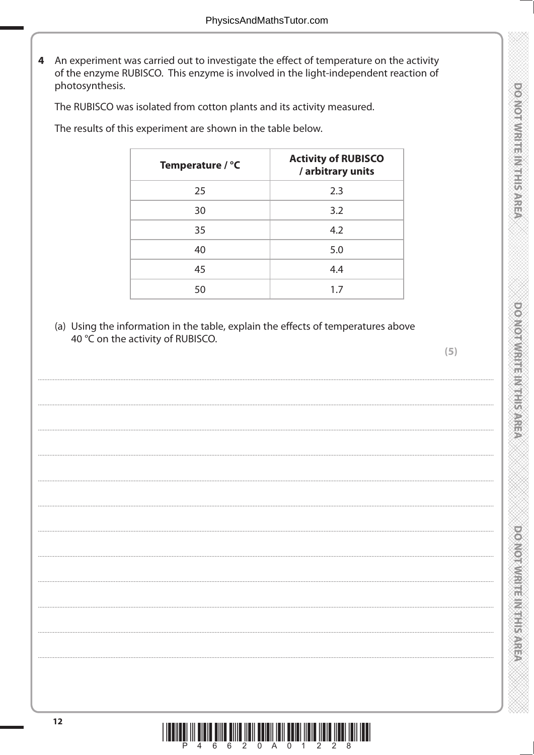**4** An experiment was carried out to investigate the effect of temperature on the activity of the enzyme RUBISCO. This enzyme is involved in the light-independent reaction of photosynthesis.

The RUBISCO was isolated from cotton plants and its activity measured.

The results of this experiment are shown in the table below.

| Temperature / °C | Activity of RUBISCO / arbitrary units |
|---|---|
| 25 | 2.3 |
| 30 | 3.2 |
| 35 | 4.2 |
| 40 | 5.0 |
| 45 | 4.4 |
| 50 | 1.7 |

(a) Using the information in the table, explain the effects of temperatures above 40 °C on the activity of RUBISCO.

**(5)**

.......................................................................................................................................................................................................................................

.......................................................................................................................................................................................................................................

.......................................................................................................................................................................................................................................

.......................................................................................................................................................................................................................................

.......................................................................................................................................................................................................................................

.......................................................................................................................................................................................................................................

.......................................................................................................................................................................................................................................

.......................................................................................................................................................................................................................................

.......................................................................................................................................................................................................................................

.......................................................................................................................................................................................................................................

.......................................................................................................................................................................................................................................

.......................................................................................................................................................................................................................................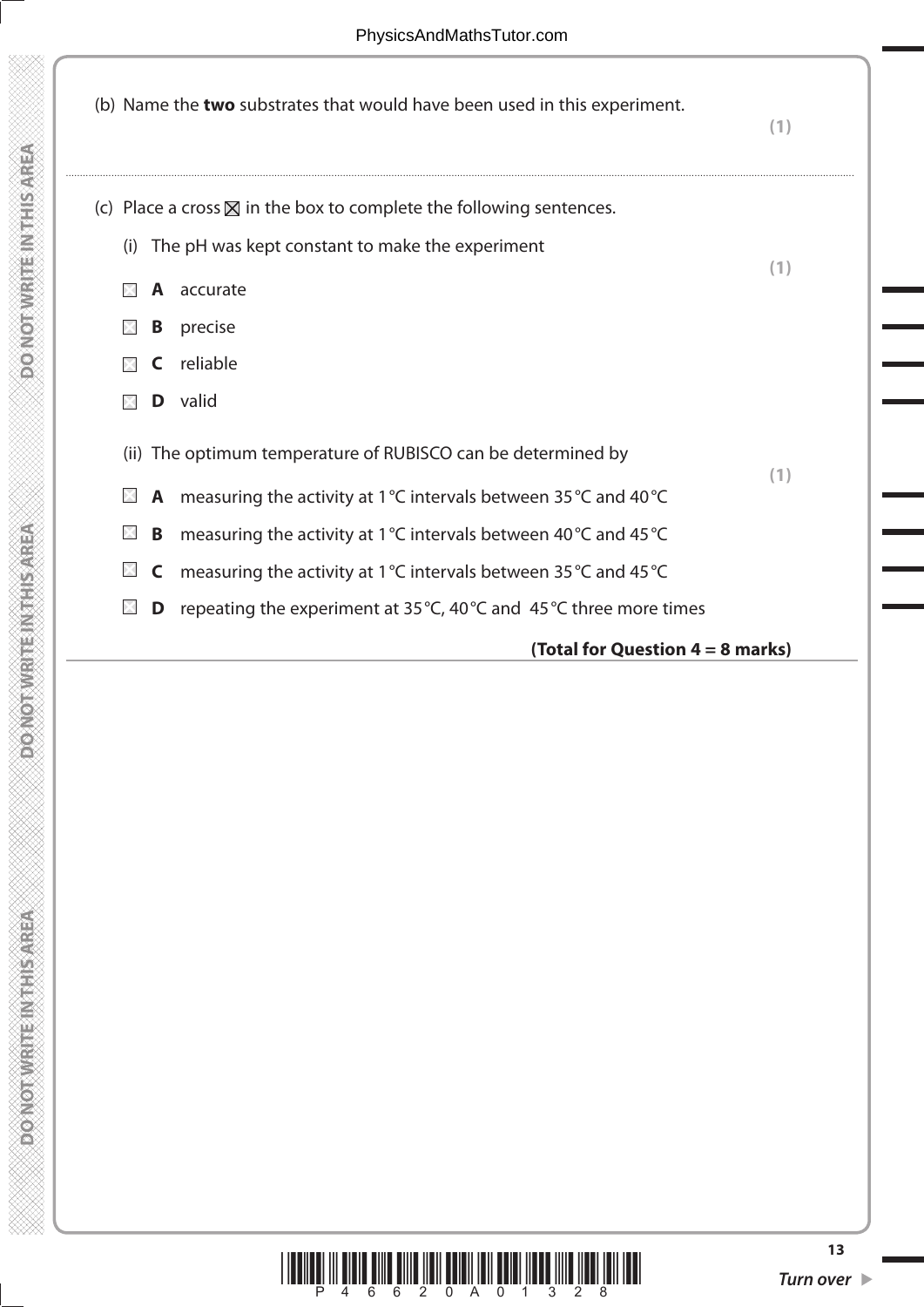(b) Name the **two** substrates that would have been used in this experiment.

**(1)**

..............................................................................................................................................

(c) Place a cross ☒ in the box to complete the following sentences.

(i) The pH was kept constant to make the experiment

**(1)**

☐ **A** accurate

☐ **B** precise

☐ **C** reliable

☐ **D** valid

(ii) The optimum temperature of RUBISCO can be determined by

**(1)**

☐ **A** measuring the activity at 1 °C intervals between 35 °C and 40 °C

☐ **B** measuring the activity at 1 °C intervals between 40 °C and 45 °C

☐ **C** measuring the activity at 1 °C intervals between 35 °C and 45 °C

☐ **D** repeating the experiment at 35 °C, 40 °C and 45 °C three more times

**(Total for Question 4 = 8 marks)**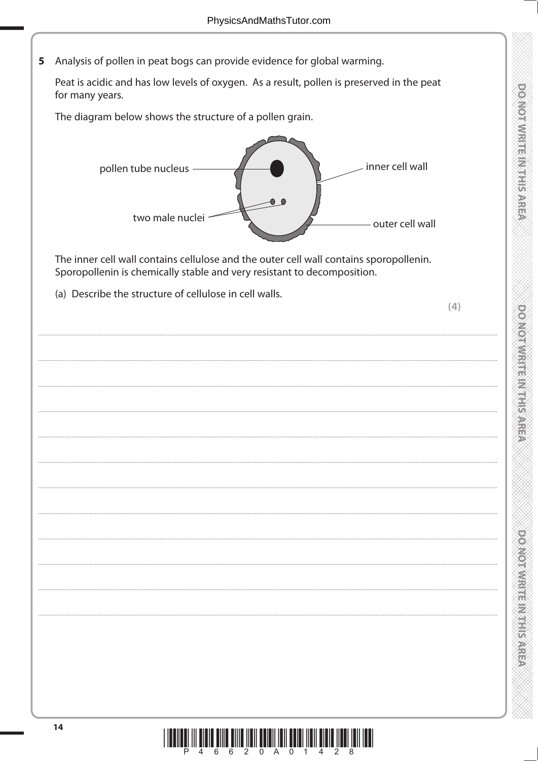**5** Analysis of pollen in peat bogs can provide evidence for global warming.

Peat is acidic and has low levels of oxygen. As a result, pollen is preserved in the peat for many years.

The diagram below shows the structure of a pollen grain.

pollen tube nucleus

two male nuclei

inner cell wall

outer cell wall

The inner cell wall contains cellulose and the outer cell wall contains sporopollenin. Sporopollenin is chemically stable and very resistant to decomposition.

(a) Describe the structure of cellulose in cell walls.

**(4)**

..............................................................................................................................................

..............................................................................................................................................

..............................................................................................................................................

..............................................................................................................................................

..............................................................................................................................................

..............................................................................................................................................

..............................................................................................................................................

..............................................................................................................................................

..............................................................................................................................................

..............................................................................................................................................

..............................................................................................................................................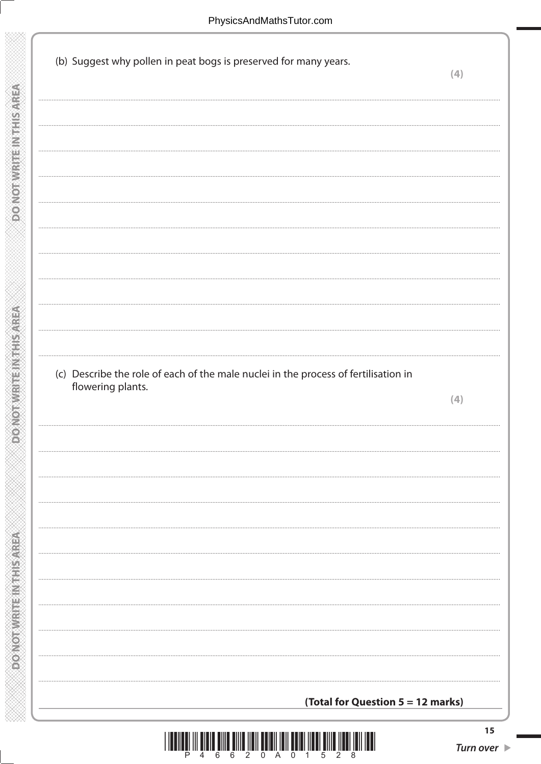(b) Suggest why pollen in peat bogs is preserved for many years.

**(4)**

.......................................................................................................................................................................................

.......................................................................................................................................................................................

.......................................................................................................................................................................................

.......................................................................................................................................................................................

.......................................................................................................................................................................................

.......................................................................................................................................................................................

.......................................................................................................................................................................................

.......................................................................................................................................................................................

.......................................................................................................................................................................................

.......................................................................................................................................................................................

(c) Describe the role of each of the male nuclei in the process of fertilisation in flowering plants.

**(4)**

.......................................................................................................................................................................................

.......................................................................................................................................................................................

.......................................................................................................................................................................................

.......................................................................................................................................................................................

.......................................................................................................................................................................................

.......................................................................................................................................................................................

.......................................................................................................................................................................................

.......................................................................................................................................................................................

.......................................................................................................................................................................................

.......................................................................................................................................................................................

**(Total for Question 5 = 12 marks)**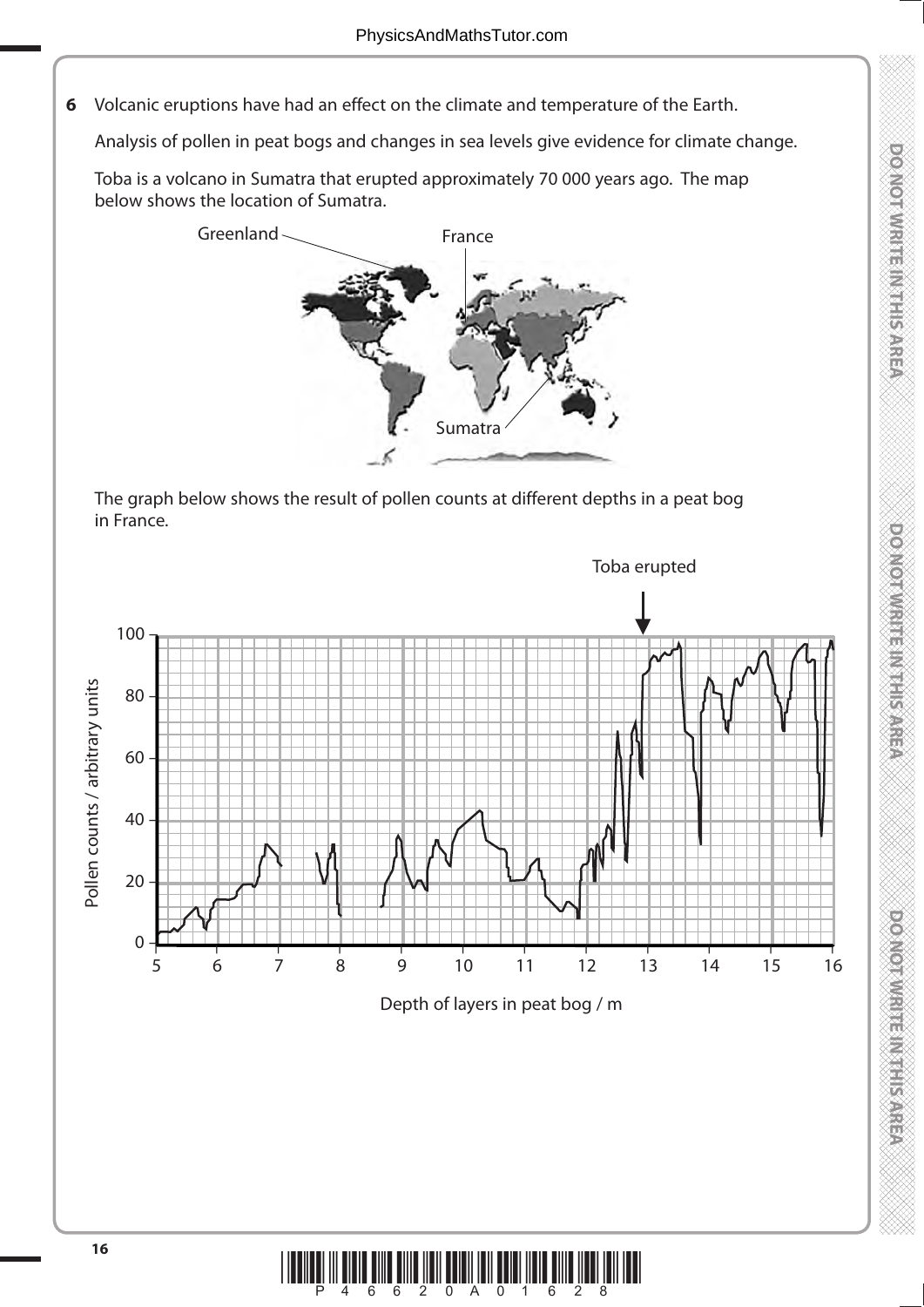**6** Volcanic eruptions have had an effect on the climate and temperature of the Earth.

Analysis of pollen in peat bogs and changes in sea levels give evidence for climate change.

Toba is a volcano in Sumatra that erupted approximately 70 000 years ago. The map below shows the location of Sumatra.

The graph below shows the result of pollen counts at different depths in a peat bog in France.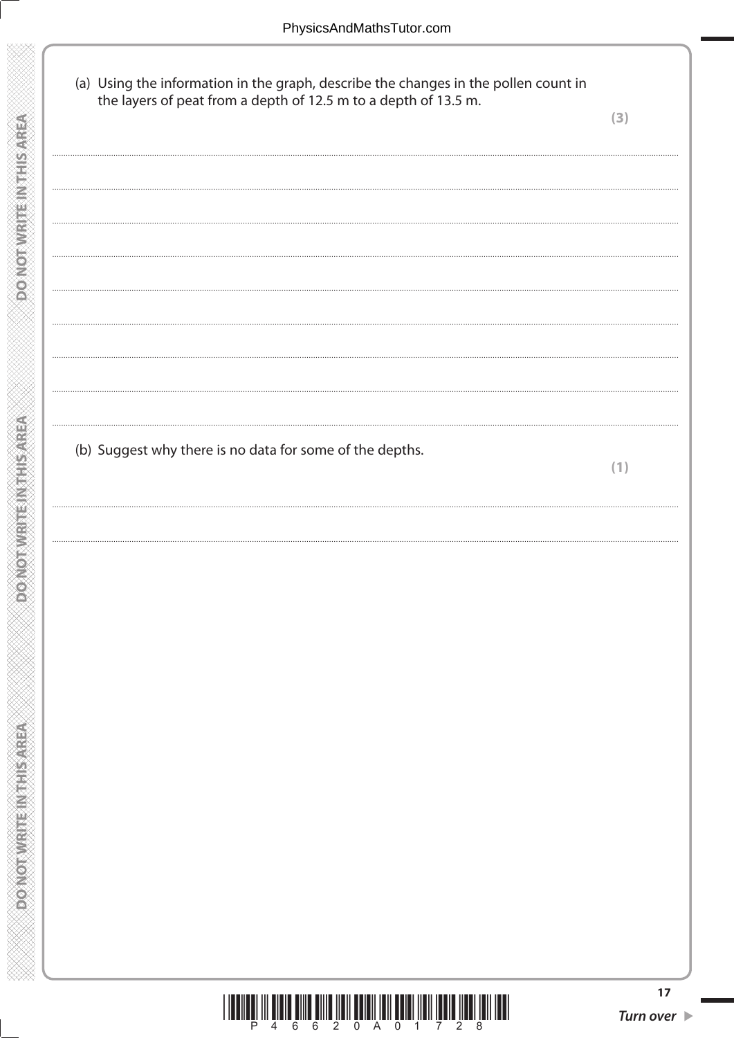(a) Using the information in the graph, describe the changes in the pollen count in the layers of peat from a depth of 12.5 m to a depth of 13.5 m.

**(3)**

.......................................................................................................................................................................................................

.......................................................................................................................................................................................................

.......................................................................................................................................................................................................

.......................................................................................................................................................................................................

.......................................................................................................................................................................................................

.......................................................................................................................................................................................................

.......................................................................................................................................................................................................

.......................................................................................................................................................................................................

(b) Suggest why there is no data for some of the depths.

**(1)**

.......................................................................................................................................................................................................

.......................................................................................................................................................................................................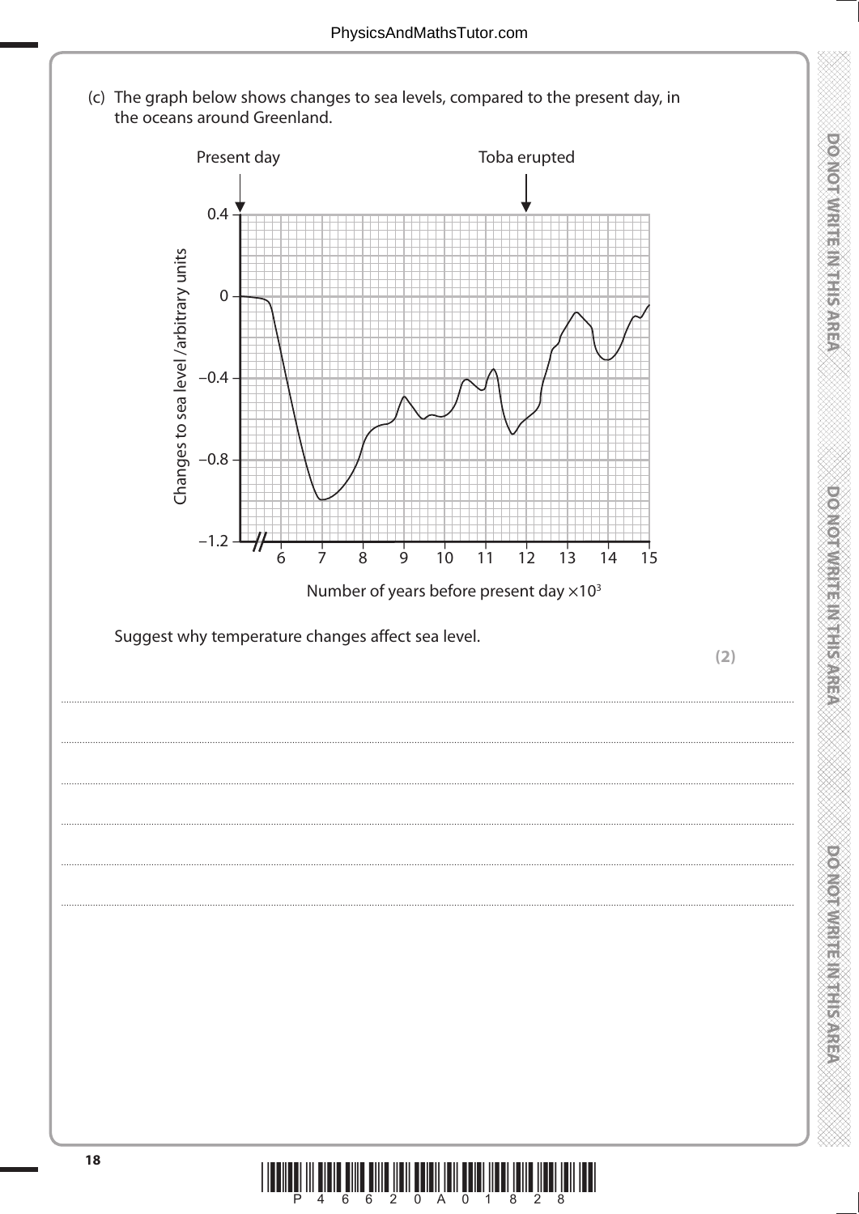(c) The graph below shows changes to sea levels, compared to the present day, in the oceans around Greenland.

Present day

Toba erupted

Changes to sea level /arbitrary units

Number of years before present day $\times 10^3$

Suggest why temperature changes affect sea level.

**(2)**

.................................................................................................................................................................................................

.................................................................................................................................................................................................

.................................................................................................................................................................................................

.................................................................................................................................................................................................

.................................................................................................................................................................................................

.................................................................................................................................................................................................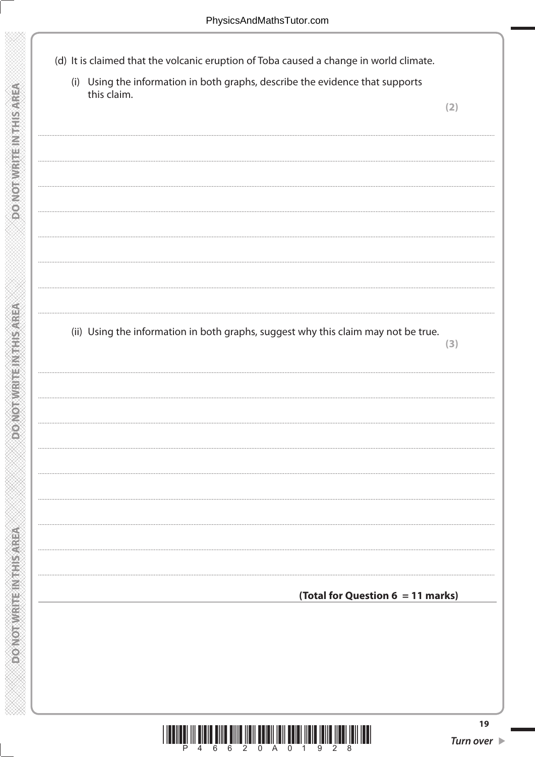(d) It is claimed that the volcanic eruption of Toba caused a change in world climate.

(i) Using the information in both graphs, describe the evidence that supports this claim.

**(2)**

..........................................................................................................................................

..........................................................................................................................................

..........................................................................................................................................

..........................................................................................................................................

..........................................................................................................................................

..........................................................................................................................................

..........................................................................................................................................

(ii) Using the information in both graphs, suggest why this claim may not be true.

**(3)**

..........................................................................................................................................

..........................................................................................................................................

..........................................................................................................................................

..........................................................................................................................................

..........................................................................................................................................

..........................................................................................................................................

..........................................................................................................................................

..........................................................................................................................................

**(Total for Question 6 = 11 marks)**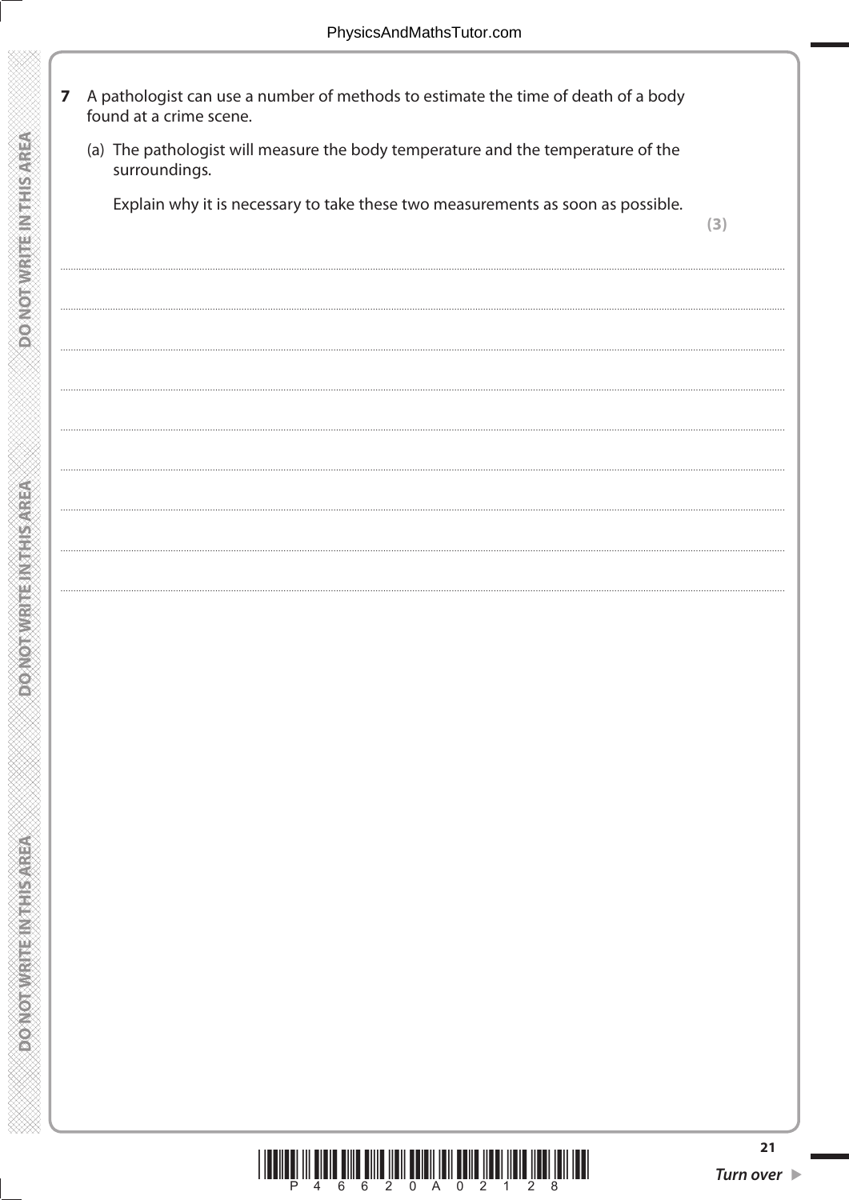**7** A pathologist can use a number of methods to estimate the time of death of a body found at a crime scene.

(a) The pathologist will measure the body temperature and the temperature of the surroundings.

Explain why it is necessary to take these two measurements as soon as possible.

**(3)**

....................................................................................................................................................................................

....................................................................................................................................................................................

....................................................................................................................................................................................

....................................................................................................................................................................................

....................................................................................................................................................................................

....................................................................................................................................................................................

....................................................................................................................................................................................

....................................................................................................................................................................................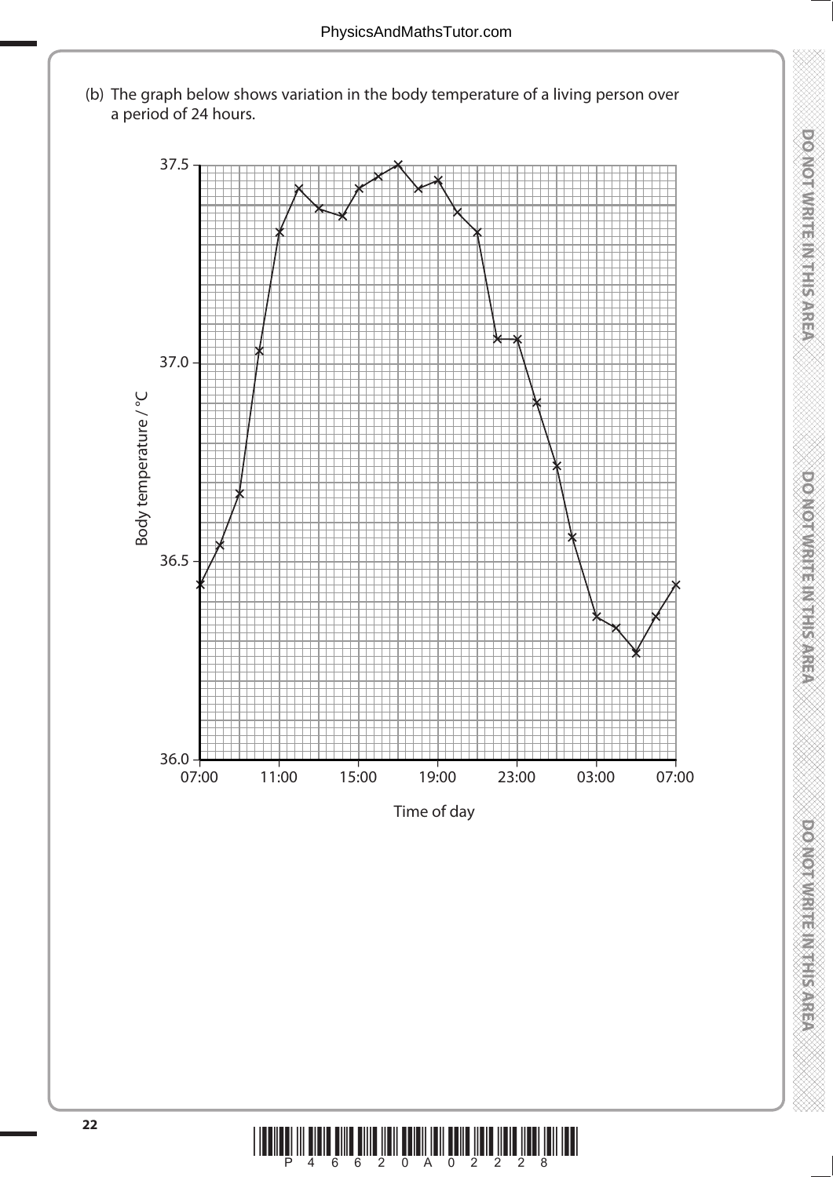(b) The graph below shows variation in the body temperature of a living person over a period of 24 hours.

Body temperature / °C

37.5

37.0

36.5

36.0

07:00 11:00 15:00 19:00 23:00 03:00 07:00

Time of day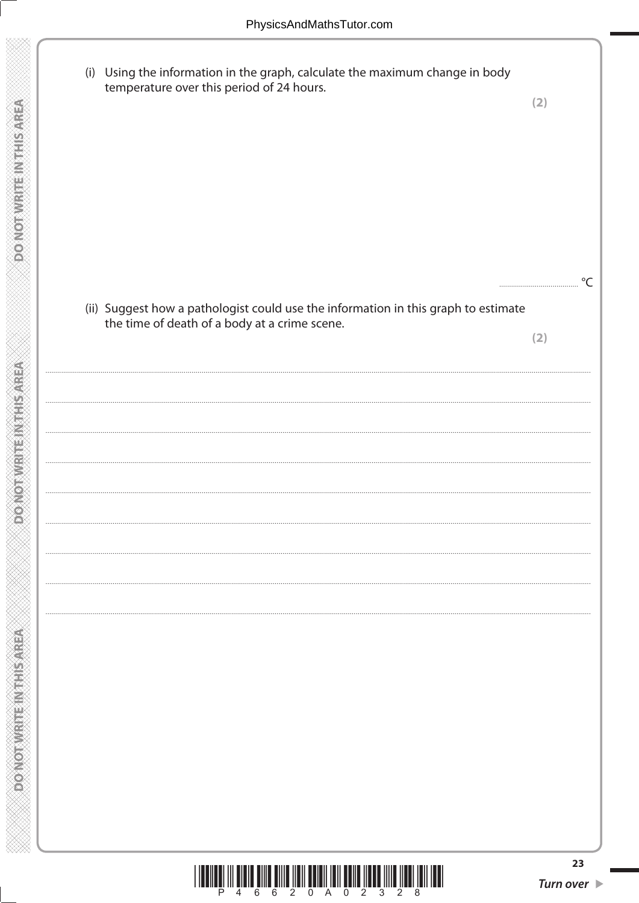(i) Using the information in the graph, calculate the maximum change in body temperature over this period of 24 hours.

**(2)**

.......................................... °C

(ii) Suggest how a pathologist could use the information in this graph to estimate the time of death of a body at a crime scene.

**(2)**

........................................................................................................................................................................................................

........................................................................................................................................................................................................

........................................................................................................................................................................................................

........................................................................................................................................................................................................

........................................................................................................................................................................................................

........................................................................................................................................................................................................

........................................................................................................................................................................................................

........................................................................................................................................................................................................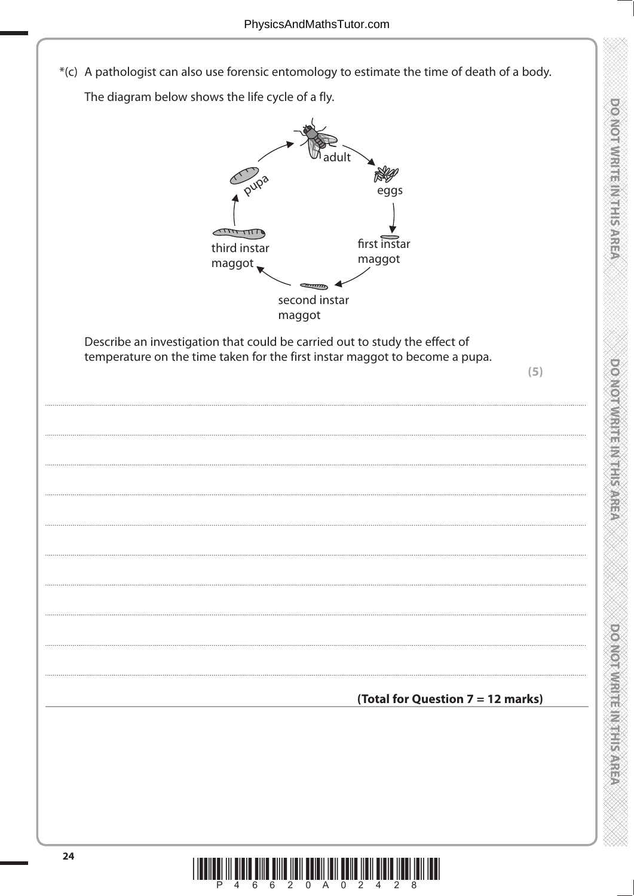*(c) A pathologist can also use forensic entomology to estimate the time of death of a body.

The diagram below shows the life cycle of a fly.

adult → eggs → first instar maggot → second instar maggot → third instar maggot → pupa → adult

Describe an investigation that could be carried out to study the effect of temperature on the time taken for the first instar maggot to become a pupa.

**(5)**

..........................................................................................................................................

..........................................................................................................................................

..........................................................................................................................................

..........................................................................................................................................

..........................................................................................................................................

..........................................................................................................................................

..........................................................................................................................................

..........................................................................................................................................

..........................................................................................................................................

**(Total for Question 7 = 12 marks)**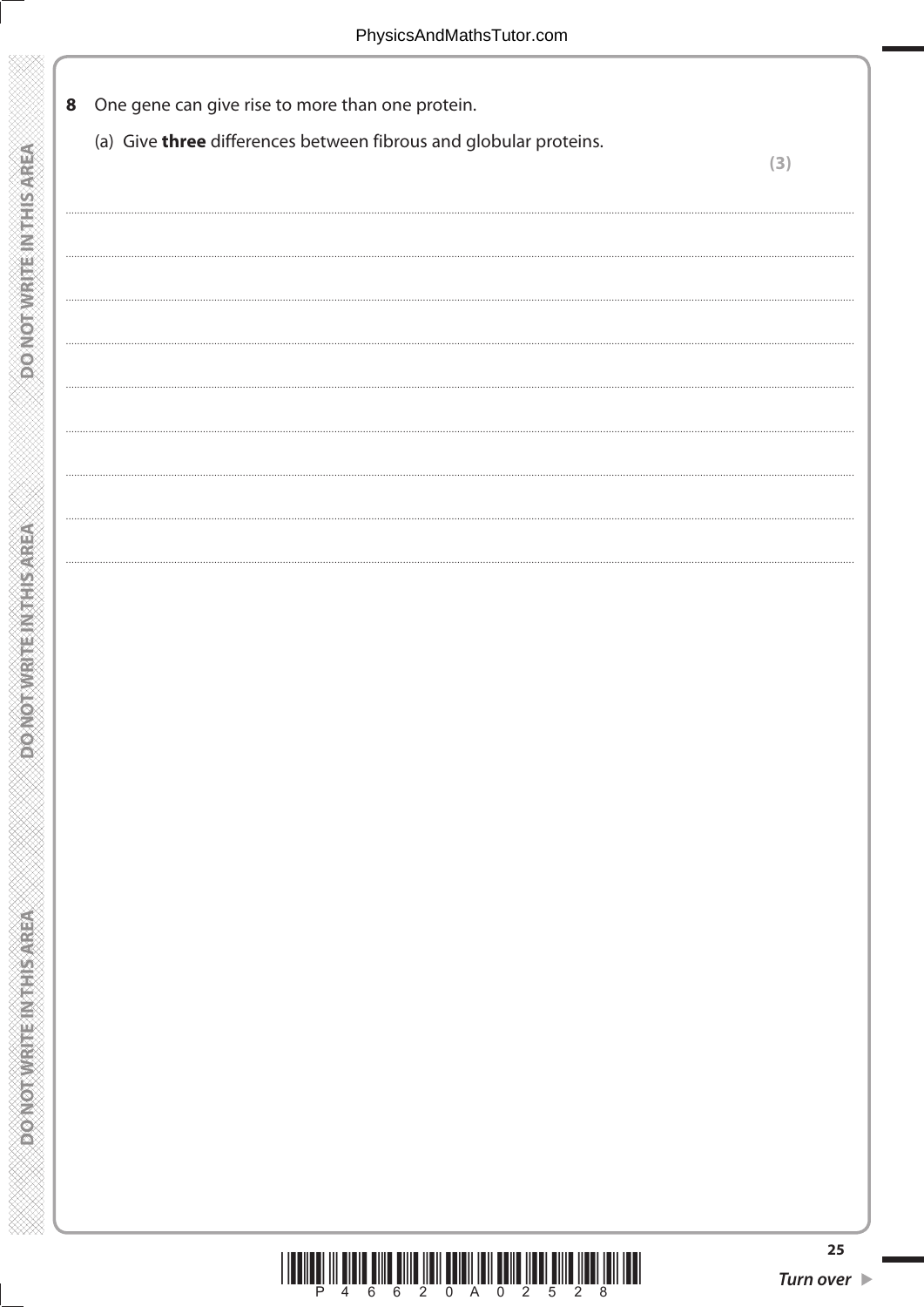**8** One gene can give rise to more than one protein.

(a) Give **three** differences between fibrous and globular proteins.

**(3)**

.......................................................................................................................................................................................................................

.......................................................................................................................................................................................................................

.......................................................................................................................................................................................................................

.......................................................................................................................................................................................................................

.......................................................................................................................................................................................................................

.......................................................................................................................................................................................................................

.......................................................................................................................................................................................................................

.......................................................................................................................................................................................................................

.......................................................................................................................................................................................................................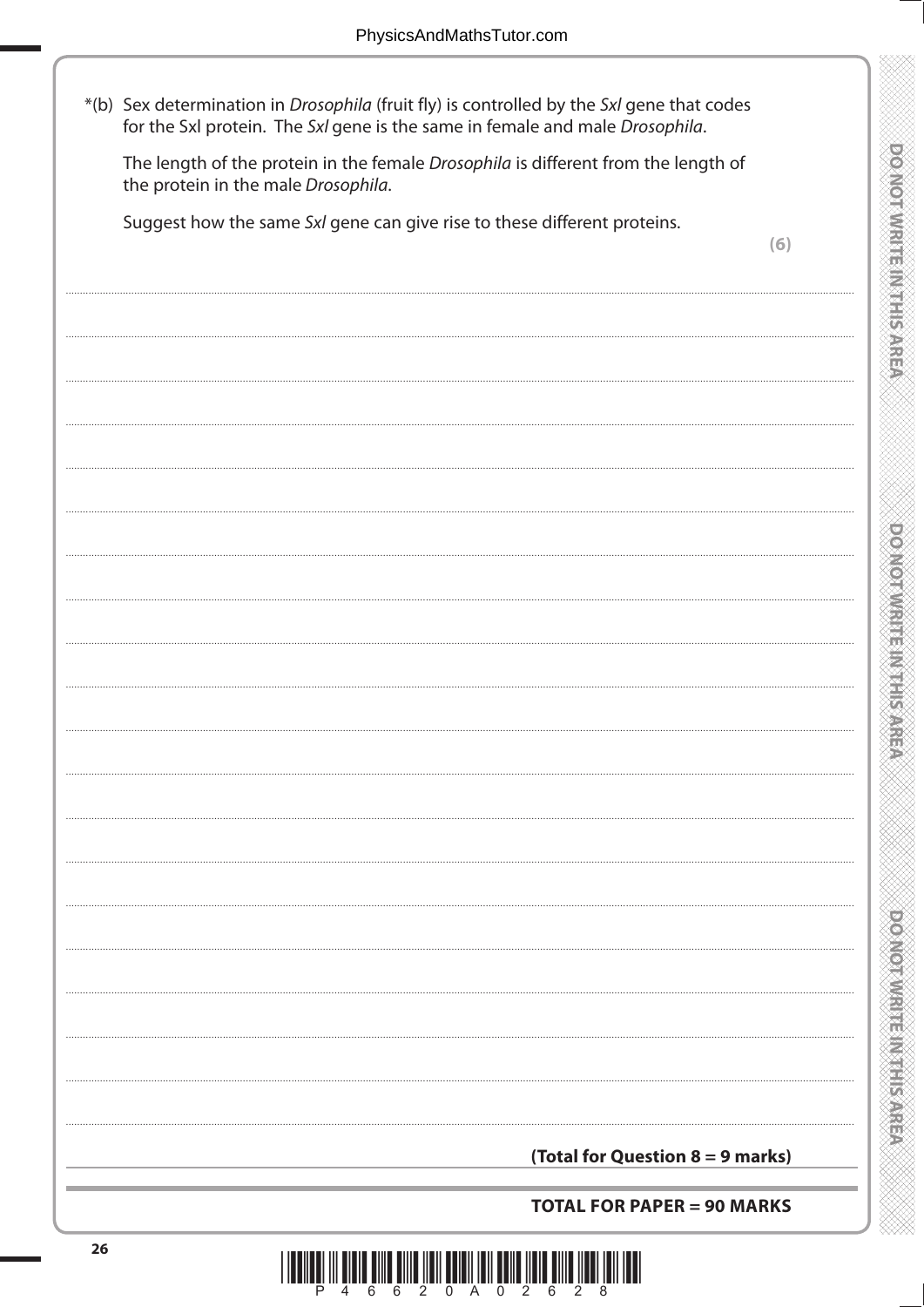*(b) Sex determination in *Drosophila* (fruit fly) is controlled by the *Sxl* gene that codes for the Sxl protein. The *Sxl* gene is the same in female and male *Drosophila*.

The length of the protein in the female *Drosophila* is different from the length of the protein in the male *Drosophila*.

Suggest how the same *Sxl* gene can give rise to these different proteins.

**(6)**

**(Total for Question 8 = 9 marks)**

**TOTAL FOR PAPER = 90 MARKS**